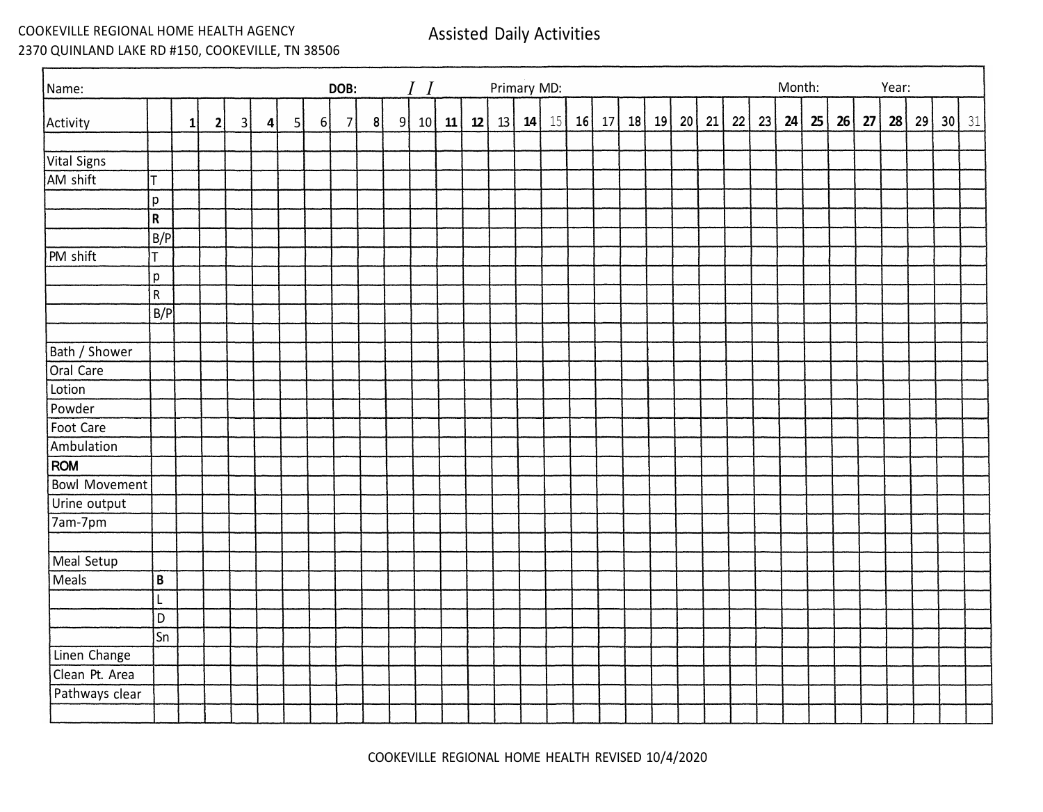COOKEVILLE REGIONAL HOME HEALTH AGENCY
2370 QUINLAND LAKE RD #150, COOKEVILLE, TN 38506

# Assisted Daily Activities

Name: **DOB:** / / Primary MD: Month: Year:

| Activity | | 1 | 2 | 3 | 4 | 5 | 6 | 7 | 8 | 9 | 10 | 11 | 12 | 13 | 14 | 15 | 16 | 17 | 18 | 19 | 20 | 21 | 22 | 23 | 24 | 25 | 26 | 27 | 28 | 29 | 30 | 31 |
|---|---|---|---|---|---|---|---|---|---|---|---|---|---|---|---|---|---|---|---|---|---|---|---|---|---|---|---|---|---|---|---|---|
| | | | | | | | | | | | | | | | | | | | | | | | | | | | | | | | | |
| Vital Signs | | | | | | | | | | | | | | | | | | | | | | | | | | | | | | | | |
| AM shift | T | | | | | | | | | | | | | | | | | | | | | | | | | | | | | | | |
| | p | | | | | | | | | | | | | | | | | | | | | | | | | | | | | | | |
| | **R** | | | | | | | | | | | | | | | | | | | | | | | | | | | | | | | |
| | B/P | | | | | | | | | | | | | | | | | | | | | | | | | | | | | | | |
| PM shift | T | | | | | | | | | | | | | | | | | | | | | | | | | | | | | | | |
| | p | | | | | | | | | | | | | | | | | | | | | | | | | | | | | | | |
| | R | | | | | | | | | | | | | | | | | | | | | | | | | | | | | | | |
| | B/P | | | | | | | | | | | | | | | | | | | | | | | | | | | | | | | |
| | | | | | | | | | | | | | | | | | | | | | | | | | | | | | | | | |
| Bath / Shower | | | | | | | | | | | | | | | | | | | | | | | | | | | | | | | | |
| Oral Care | | | | | | | | | | | | | | | | | | | | | | | | | | | | | | | | |
| Lotion | | | | | | | | | | | | | | | | | | | | | | | | | | | | | | | | |
| Powder | | | | | | | | | | | | | | | | | | | | | | | | | | | | | | | | |
| Foot Care | | | | | | | | | | | | | | | | | | | | | | | | | | | | | | | | |
| Ambulation | | | | | | | | | | | | | | | | | | | | | | | | | | | | | | | | |
| **ROM** | | | | | | | | | | | | | | | | | | | | | | | | | | | | | | | | |
| Bowl Movement | | | | | | | | | | | | | | | | | | | | | | | | | | | | | | | | |
| Urine output | | | | | | | | | | | | | | | | | | | | | | | | | | | | | | | | |
| 7am-7pm | | | | | | | | | | | | | | | | | | | | | | | | | | | | | | | | |
| | | | | | | | | | | | | | | | | | | | | | | | | | | | | | | | | |
| Meal Setup | | | | | | | | | | | | | | | | | | | | | | | | | | | | | | | | |
| Meals | **B** | | | | | | | | | | | | | | | | | | | | | | | | | | | | | | | |
| | L | | | | | | | | | | | | | | | | | | | | | | | | | | | | | | | |
| | D | | | | | | | | | | | | | | | | | | | | | | | | | | | | | | | |
| | Sn | | | | | | | | | | | | | | | | | | | | | | | | | | | | | | | |
| Linen Change | | | | | | | | | | | | | | | | | | | | | | | | | | | | | | | | |
| Clean Pt. Area | | | | | | | | | | | | | | | | | | | | | | | | | | | | | | | | |
| Pathways clear | | | | | | | | | | | | | | | | | | | | | | | | | | | | | | | | |
| | | | | | | | | | | | | | | | | | | | | | | | | | | | | | | | | |

COOKEVILLE REGIONAL HOME HEALTH REVISED 10/4/2020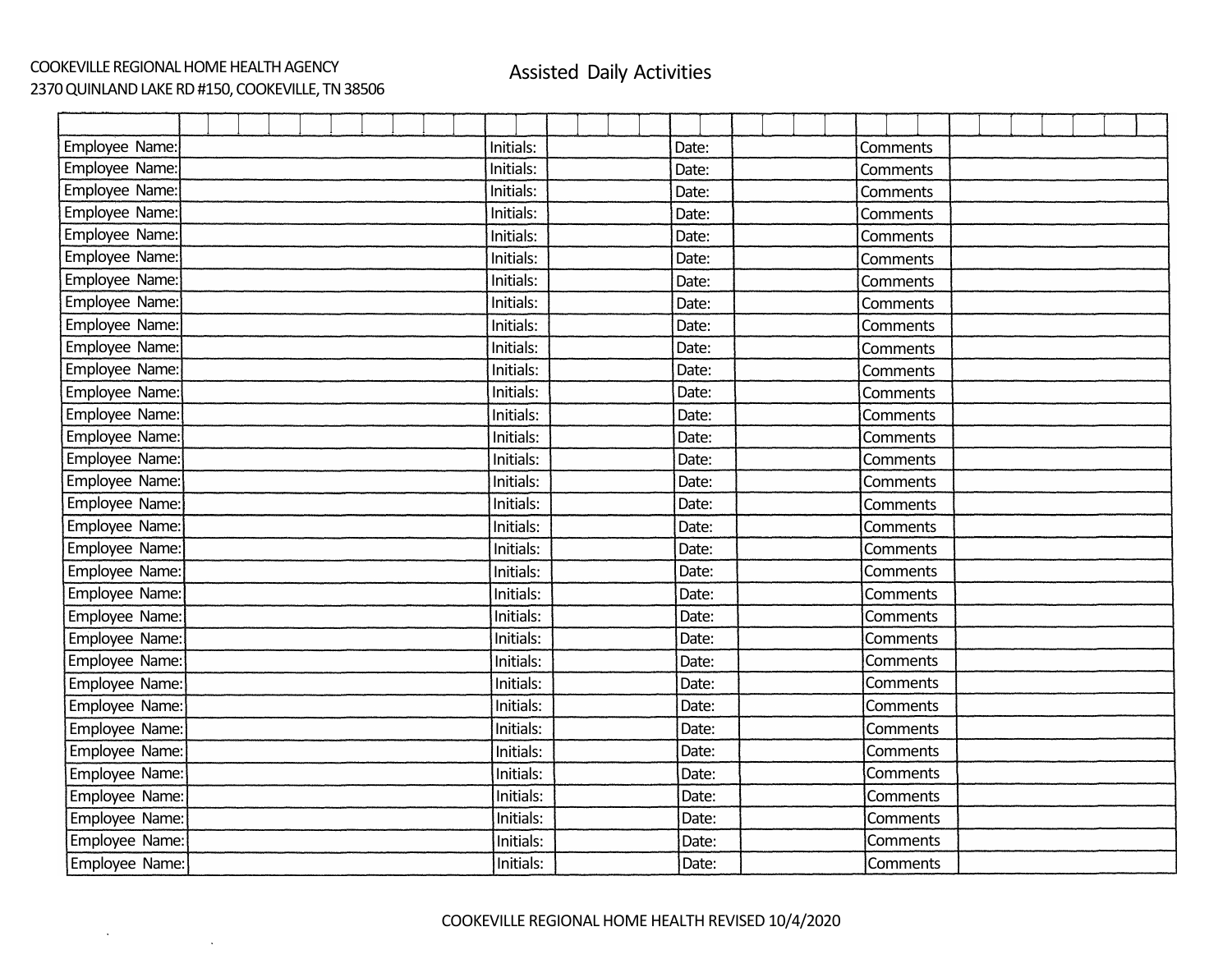COOKEVILLE REGIONAL HOME HEALTH AGENCY
2370 QUINLAND LAKE RD #150, COOKEVILLE, TN 38506

# Assisted Daily Activities

| | | | | | | | |
|---|---|---|---|---|---|---|---|
| Employee Name: | | Initials: | | Date: | | Comments | |
| Employee Name: | | Initials: | | Date: | | Comments | |
| Employee Name: | | Initials: | | Date: | | Comments | |
| Employee Name: | | Initials: | | Date: | | Comments | |
| Employee Name: | | Initials: | | Date: | | Comments | |
| Employee Name: | | Initials: | | Date: | | Comments | |
| Employee Name: | | Initials: | | Date: | | Comments | |
| Employee Name: | | Initials: | | Date: | | Comments | |
| Employee Name: | | Initials: | | Date: | | Comments | |
| Employee Name: | | Initials: | | Date: | | Comments | |
| Employee Name: | | Initials: | | Date: | | Comments | |
| Employee Name: | | Initials: | | Date: | | Comments | |
| Employee Name: | | Initials: | | Date: | | Comments | |
| Employee Name: | | Initials: | | Date: | | Comments | |
| Employee Name: | | Initials: | | Date: | | Comments | |
| Employee Name: | | Initials: | | Date: | | Comments | |
| Employee Name: | | Initials: | | Date: | | Comments | |
| Employee Name: | | Initials: | | Date: | | Comments | |
| Employee Name: | | Initials: | | Date: | | Comments | |
| Employee Name: | | Initials: | | Date: | | Comments | |
| Employee Name: | | Initials: | | Date: | | Comments | |
| Employee Name: | | Initials: | | Date: | | Comments | |
| Employee Name: | | Initials: | | Date: | | Comments | |
| Employee Name: | | Initials: | | Date: | | Comments | |
| Employee Name: | | Initials: | | Date: | | Comments | |
| Employee Name: | | Initials: | | Date: | | Comments | |
| Employee Name: | | Initials: | | Date: | | Comments | |
| Employee Name: | | Initials: | | Date: | | Comments | |
| Employee Name: | | Initials: | | Date: | | Comments | |
| Employee Name: | | Initials: | | Date: | | Comments | |
| Employee Name: | | Initials: | | Date: | | Comments | |
| Employee Name: | | Initials: | | Date: | | Comments | |
| Employee Name: | | Initials: | | Date: | | Comments | |